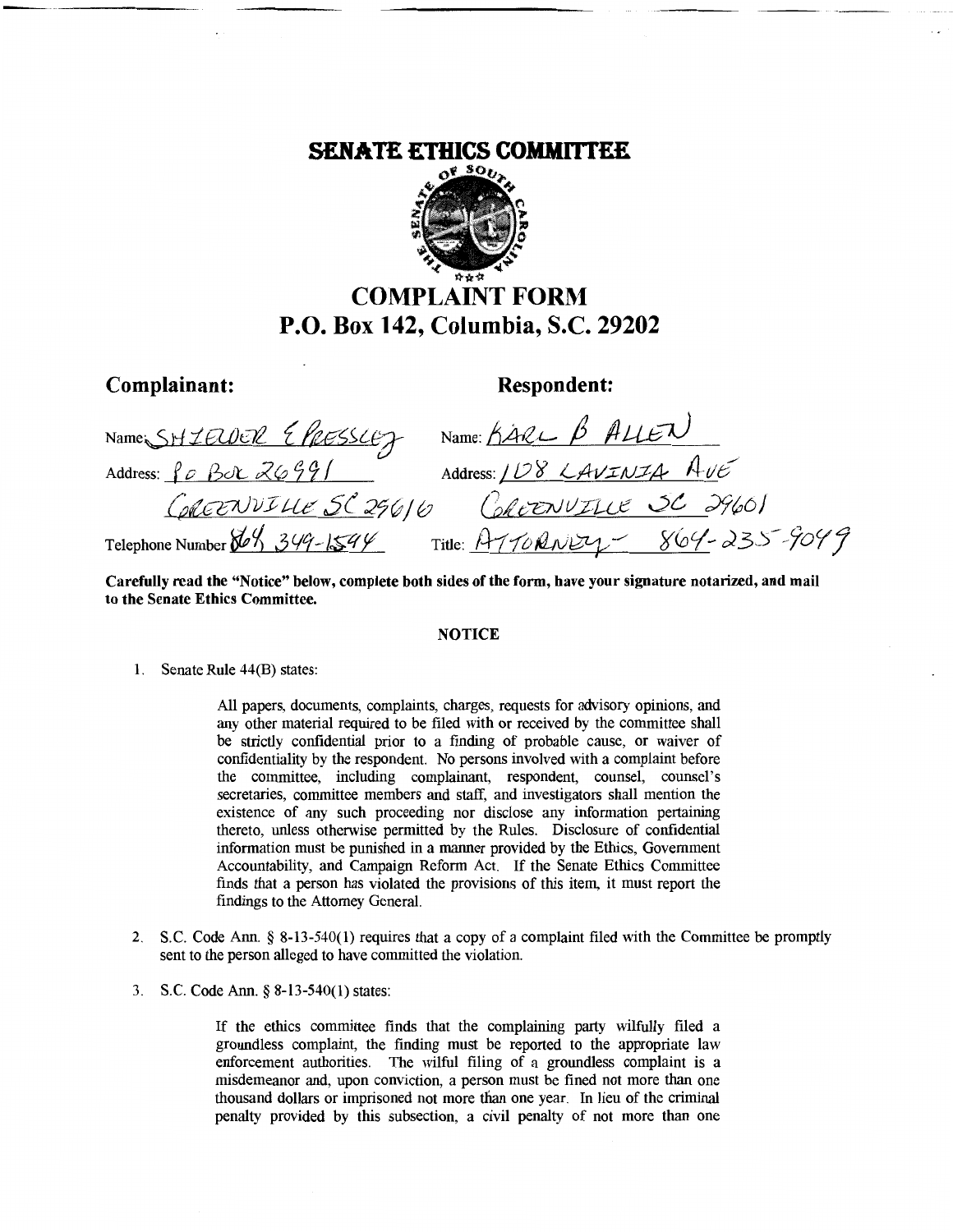# SENATE ETHICS COMMITTEE

# COMPLAINT FORM
## P.O. Box 142, Columbia, S.C. 29202

| **Complainant:** | **Respondent:** |
|---|---|
| Name: SHIELDER E PRESSLEY | Name: KARL B ALLEN |
| Address: PO BOX 26991 | Address: 108 LAVINIA AVE |
| GREENVILLE SC 29616 | GREENVILLE SC 29601 |
| Telephone Number 864 349-1594 | Title: ATTORNEY - 864-235-9049 |

**Carefully read the "Notice" below, complete both sides of the form, have your signature notarized, and mail to the Senate Ethics Committee.**

### NOTICE

1. Senate Rule 44(B) states:

   > All papers, documents, complaints, charges, requests for advisory opinions, and any other material required to be filed with or received by the committee shall be strictly confidential prior to a finding of probable cause, or waiver of confidentiality by the respondent. No persons involved with a complaint before the committee, including complainant, respondent, counsel, counsel's secretaries, committee members and staff, and investigators shall mention the existence of any such proceeding nor disclose any information pertaining thereto, unless otherwise permitted by the Rules. Disclosure of confidential information must be punished in a manner provided by the Ethics, Government Accountability, and Campaign Reform Act. If the Senate Ethics Committee finds that a person has violated the provisions of this item, it must report the findings to the Attorney General.

2. S.C. Code Ann. § 8-13-540(1) requires that a copy of a complaint filed with the Committee be promptly sent to the person alleged to have committed the violation.

3. S.C. Code Ann. § 8-13-540(1) states:

   > If the ethics committee finds that the complaining party wilfully filed a groundless complaint, the finding must be reported to the appropriate law enforcement authorities. The wilful filing of a groundless complaint is a misdemeanor and, upon conviction, a person must be fined not more than one thousand dollars or imprisoned not more than one year. In lieu of the criminal penalty provided by this subsection, a civil penalty of not more than one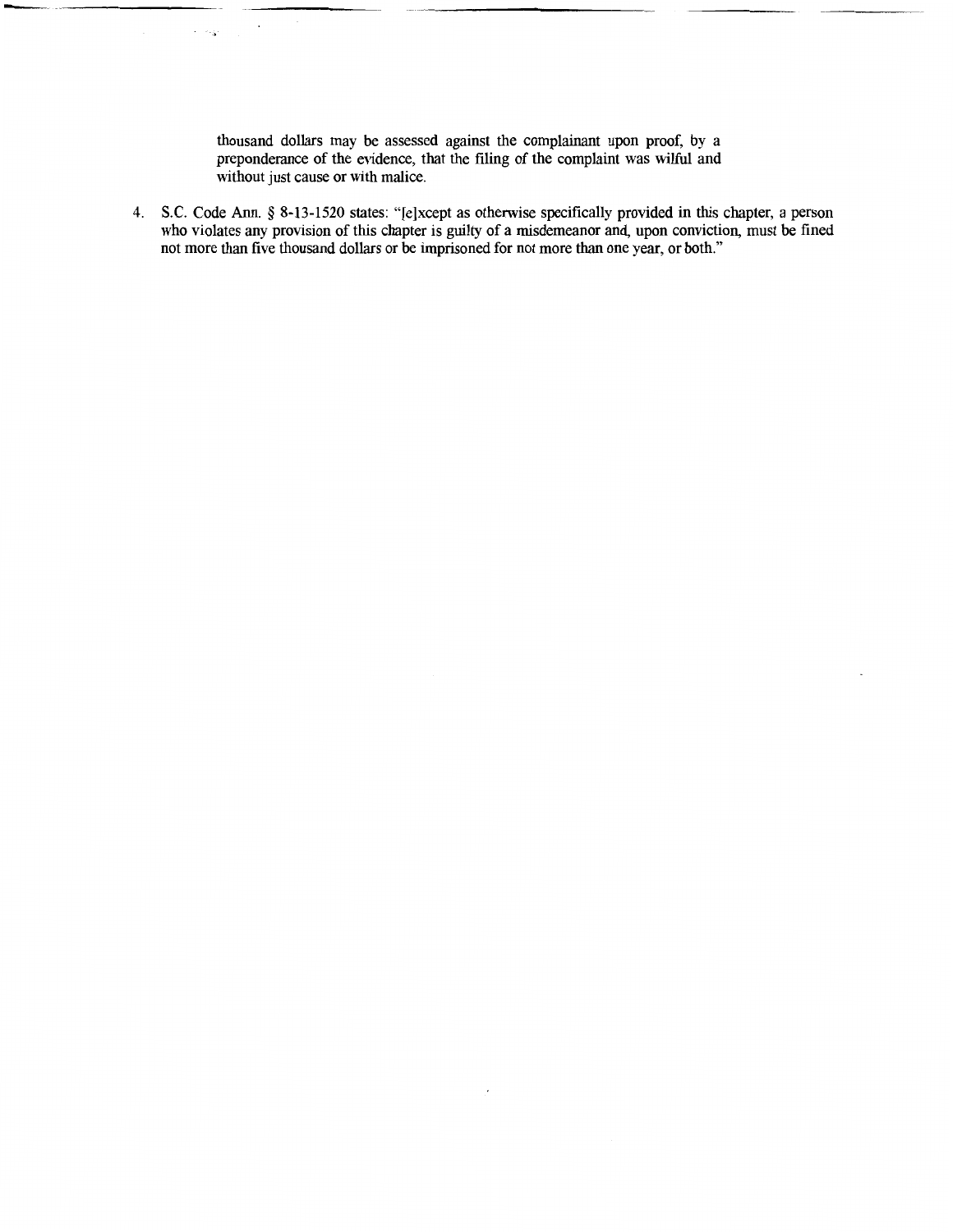thousand dollars may be assessed against the complainant upon proof, by a preponderance of the evidence, that the filing of the complaint was wilful and without just cause or with malice.

4. S.C. Code Ann. § 8-13-1520 states: "[e]xcept as otherwise specifically provided in this chapter, a person who violates any provision of this chapter is guilty of a misdemeanor and, upon conviction, must be fined not more than five thousand dollars or be imprisoned for not more than one year, or both."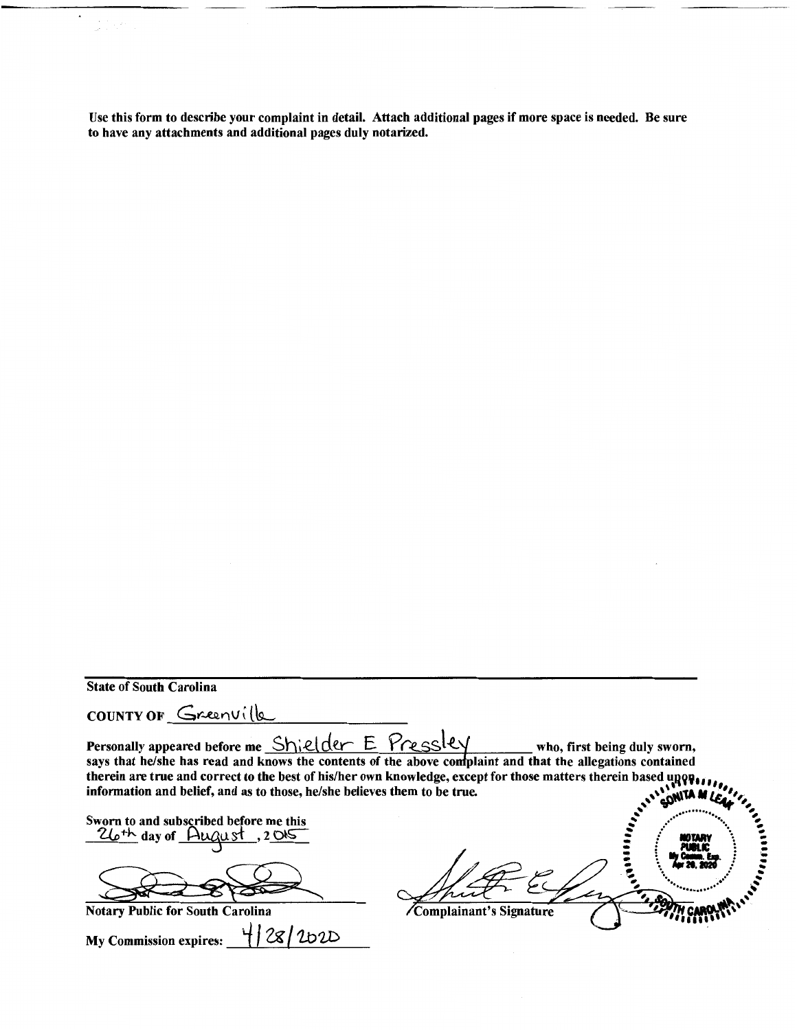**Use this form to describe your complaint in detail. Attach additional pages if more space is needed. Be sure to have any attachments and additional pages duly notarized.**

---

**State of South Carolina**

**COUNTY OF** Greenville

**Personally appeared before me** Shielder E Pressley **who, first being duly sworn, says that he/she has read and knows the contents of the above complaint and that the allegations contained therein are true and correct to the best of his/her own knowledge, except for those matters therein based upon information and belief, and as to those, he/she believes them to be true.**

**Sworn to and subscribed before me this** 26th **day of** August **, 2**015

[Signature]

**Notary Public for South Carolina**

**My Commission expires:** 4/28/2020

[Signature]

**Complainant's Signature**

SONITA M LEAK
NOTARY PUBLIC
My Comm. Exp. Apr 28, 2020
SOUTH CAROLINA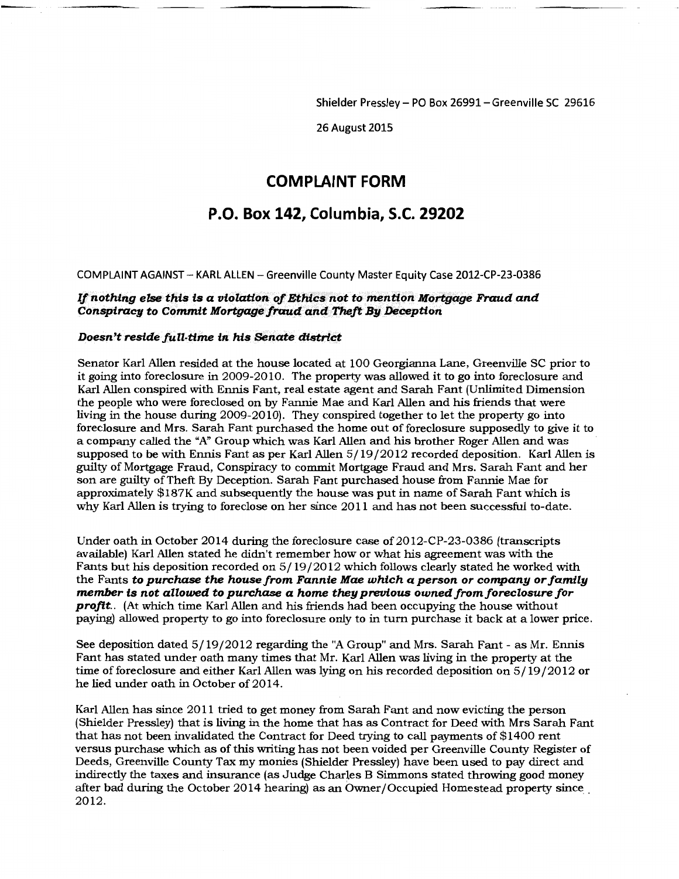Shielder Pressley – PO Box 26991 – Greenville SC 29616

26 August 2015

# COMPLAINT FORM

# P.O. Box 142, Columbia, S.C. 29202

COMPLAINT AGAINST – KARL ALLEN – Greenville County Master Equity Case 2012-CP-23-0386

***If nothing else this is a violation of Ethics not to mention Mortgage Fraud and Conspiracy to Commit Mortgage fraud and Theft By Deception***

***Doesn't reside full-time in his Senate district***

Senator Karl Allen resided at the house located at 100 Georgianna Lane, Greenville SC prior to it going into foreclosure in 2009-2010. The property was allowed it to go into foreclosure and Karl Allen conspired with Ennis Fant, real estate agent and Sarah Fant (Unlimited Dimension the people who were foreclosed on by Fannie Mae and Karl Allen and his friends that were living in the house during 2009-2010). They conspired together to let the property go into foreclosure and Mrs. Sarah Fant purchased the home out of foreclosure supposedly to give it to a company called the "A" Group which was Karl Allen and his brother Roger Allen and was supposed to be with Ennis Fant as per Karl Allen 5/19/2012 recorded deposition. Karl Allen is guilty of Mortgage Fraud, Conspiracy to commit Mortgage Fraud and Mrs. Sarah Fant and her son are guilty of Theft By Deception. Sarah Fant purchased house from Fannie Mae for approximately $187K and subsequently the house was put in name of Sarah Fant which is why Karl Allen is trying to foreclose on her since 2011 and has not been successful to-date.

Under oath in October 2014 during the foreclosure case of 2012-CP-23-0386 (transcripts available) Karl Allen stated he didn't remember how or what his agreement was with the Fants but his deposition recorded on 5/19/2012 which follows clearly stated he worked with the Fants ***to purchase the house from Fannie Mae which a person or company or family member is not allowed to purchase a home they previous owned from foreclosure for profit.***. (At which time Karl Allen and his friends had been occupying the house without paying) allowed property to go into foreclosure only to in turn purchase it back at a lower price.

See deposition dated 5/19/2012 regarding the "A Group" and Mrs. Sarah Fant - as Mr. Ennis Fant has stated under oath many times that Mr. Karl Allen was living in the property at the time of foreclosure and either Karl Allen was lying on his recorded deposition on 5/19/2012 or he lied under oath in October of 2014.

Karl Allen has since 2011 tried to get money from Sarah Fant and now evicting the person (Shielder Pressley) that is living in the home that has as Contract for Deed with Mrs Sarah Fant that has not been invalidated the Contract for Deed trying to call payments of $1400 rent versus purchase which as of this writing has not been voided per Greenville County Register of Deeds, Greenville County Tax my monies (Shielder Pressley) have been used to pay direct and indirectly the taxes and insurance (as Judge Charles B Simmons stated throwing good money after bad during the October 2014 hearing) as an Owner/Occupied Homestead property since 2012.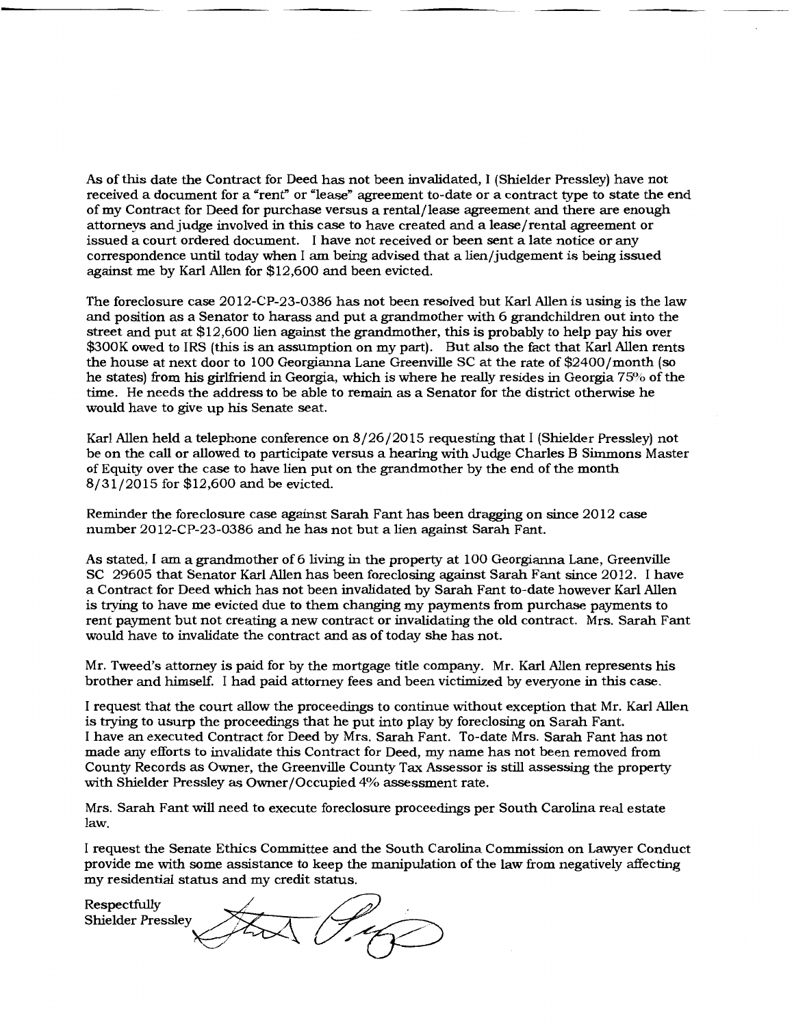As of this date the Contract for Deed has not been invalidated, I (Shielder Pressley) have not received a document for a "rent" or "lease" agreement to-date or a contract type to state the end of my Contract for Deed for purchase versus a rental/lease agreement and there are enough attorneys and judge involved in this case to have created and a lease/rental agreement or issued a court ordered document. I have not received or been sent a late notice or any correspondence until today when I am being advised that a lien/judgement is being issued against me by Karl Allen for $12,600 and been evicted.

The foreclosure case 2012-CP-23-0386 has not been resolved but Karl Allen is using is the law and position as a Senator to harass and put a grandmother with 6 grandchildren out into the street and put at $12,600 lien against the grandmother, this is probably to help pay his over $300K owed to IRS (this is an assumption on my part). But also the fact that Karl Allen rents the house at next door to 100 Georgianna Lane Greenville SC at the rate of $2400/month (so he states) from his girlfriend in Georgia, which is where he really resides in Georgia 75% of the time. He needs the address to be able to remain as a Senator for the district otherwise he would have to give up his Senate seat.

Karl Allen held a telephone conference on 8/26/2015 requesting that I (Shielder Pressley) not be on the call or allowed to participate versus a hearing with Judge Charles B Simmons Master of Equity over the case to have lien put on the grandmother by the end of the month 8/31/2015 for $12,600 and be evicted.

Reminder the foreclosure case against Sarah Fant has been dragging on since 2012 case number 2012-CP-23-0386 and he has not but a lien against Sarah Fant.

As stated, I am a grandmother of 6 living in the property at 100 Georgianna Lane, Greenville SC 29605 that Senator Karl Allen has been foreclosing against Sarah Fant since 2012. I have a Contract for Deed which has not been invalidated by Sarah Fant to-date however Karl Allen is trying to have me evicted due to them changing my payments from purchase payments to rent payment but not creating a new contract or invalidating the old contract. Mrs. Sarah Fant would have to invalidate the contract and as of today she has not.

Mr. Tweed's attorney is paid for by the mortgage title company. Mr. Karl Allen represents his brother and himself. I had paid attorney fees and been victimized by everyone in this case.

I request that the court allow the proceedings to continue without exception that Mr. Karl Allen is trying to usurp the proceedings that he put into play by foreclosing on Sarah Fant.
I have an executed Contract for Deed by Mrs. Sarah Fant. To-date Mrs. Sarah Fant has not made any efforts to invalidate this Contract for Deed, my name has not been removed from County Records as Owner, the Greenville County Tax Assessor is still assessing the property with Shielder Pressley as Owner/Occupied 4% assessment rate.

Mrs. Sarah Fant will need to execute foreclosure proceedings per South Carolina real estate law.

I request the Senate Ethics Committee and the South Carolina Commission on Lawyer Conduct provide me with some assistance to keep the manipulation of the law from negatively affecting my residential status and my credit status.

Respectfully
Shielder Pressley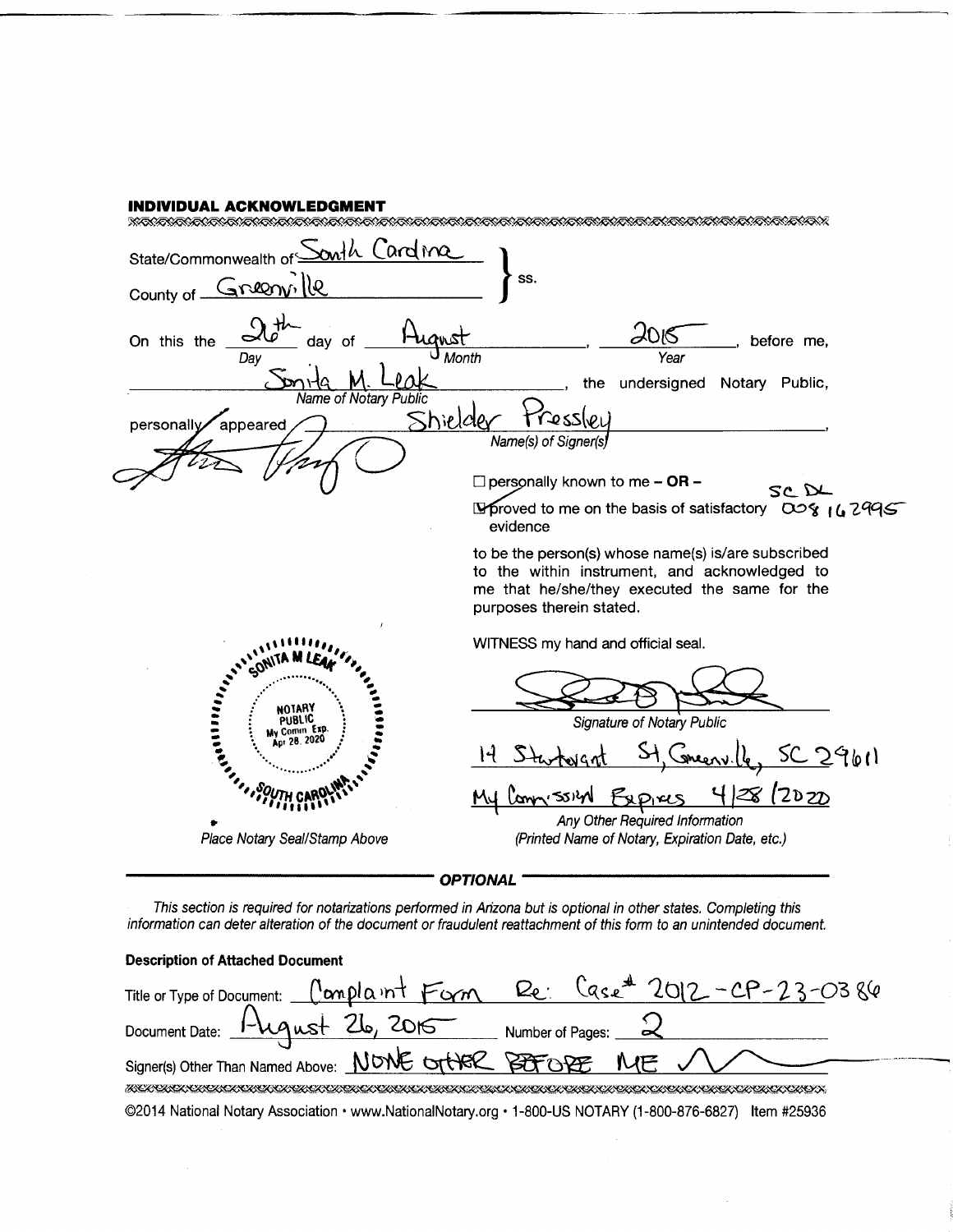**INDIVIDUAL ACKNOWLEDGMENT**

State/Commonwealth of South Carolina
County of Greenville

} ss.

On this the 26th day of August, 2015, before me,
(Day) (Month) (Year)

Sonita M. Leak, the undersigned Notary Public,
(Name of Notary Public)

personally appeared Shielder Pressley,
(Name(s) of Signer(s))

☐ personally known to me – OR –

☑ proved to me on the basis of satisfactory evidence SC DL 008162995

to be the person(s) whose name(s) is/are subscribed to the within instrument, and acknowledged to me that he/she/they executed the same for the purposes therein stated.

WITNESS my hand and official seal.

SONITA M LEAK
NOTARY PUBLIC
My Comm Exp. Apr 28, 2020
SOUTH CAROLINA

Place Notary Seal/Stamp Above

Signature of Notary Public

14 Sturtevant St, Greenville, SC 29611
My Commission Expires 4/28/2020

Any Other Required Information
(Printed Name of Notary, Expiration Date, etc.)

**OPTIONAL**

*This section is required for notarizations performed in Arizona but is optional in other states. Completing this information can deter alteration of the document or fraudulent reattachment of this form to an unintended document.*

**Description of Attached Document**

Title or Type of Document: Complaint Form Re: Case# 2012-CP-23-0386

Document Date: August 26, 2015 Number of Pages: 2

Signer(s) Other Than Named Above: NONE OTHER BEFORE ME

©2014 National Notary Association • www.NationalNotary.org • 1-800-US NOTARY (1-800-876-6827) Item #25936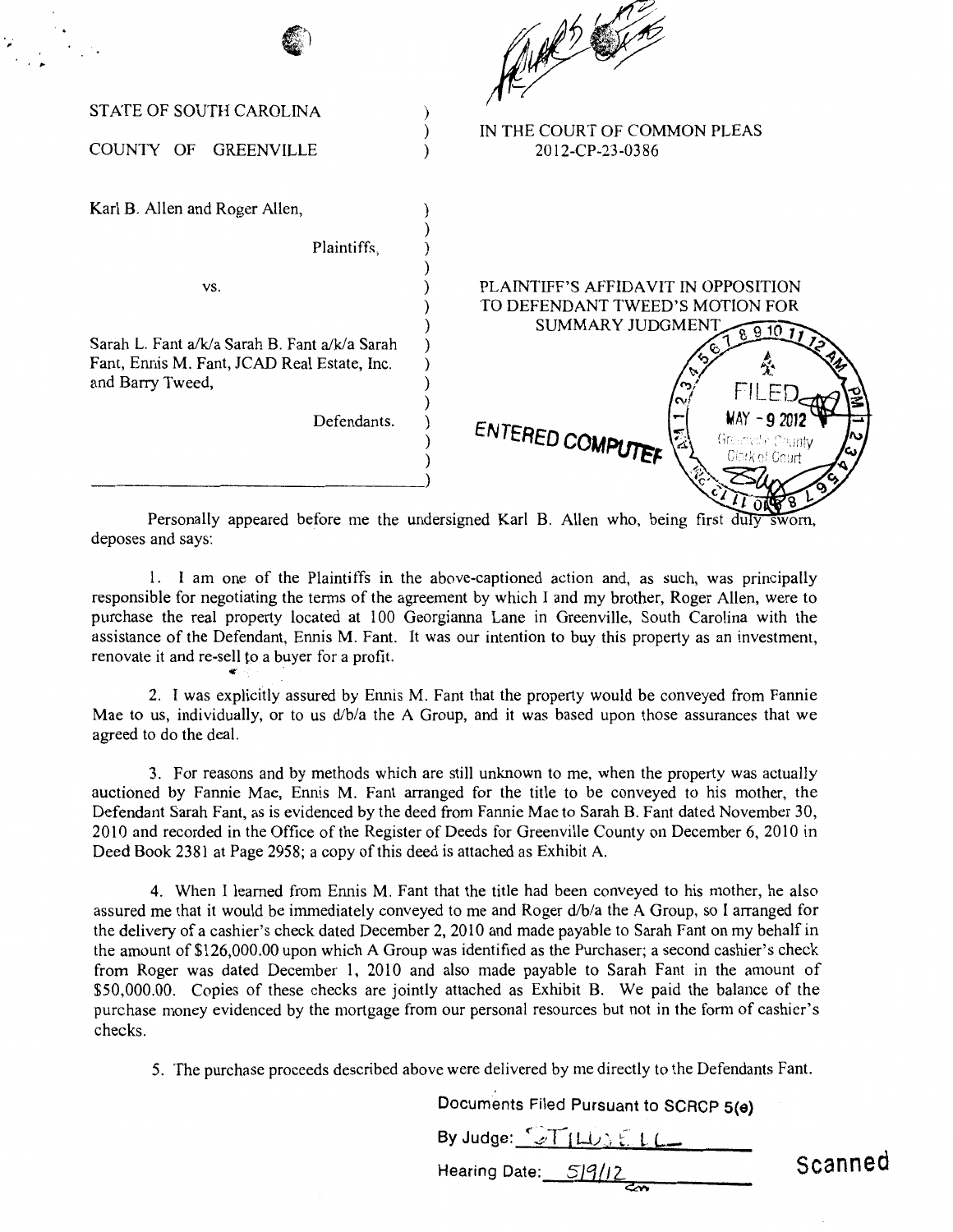STATE OF SOUTH CAROLINA

COUNTY OF GREENVILLE

IN THE COURT OF COMMON PLEAS
2012-CP-23-0386

Karl B. Allen and Roger Allen,

Plaintiffs,

vs.

Sarah L. Fant a/k/a Sarah B. Fant a/k/a Sarah Fant, Ennis M. Fant, JCAD Real Estate, Inc. and Barry Tweed,

Defendants.

PLAINTIFF'S AFFIDAVIT IN OPPOSITION TO DEFENDANT TWEED'S MOTION FOR SUMMARY JUDGMENT

FILED
MAY - 9 2012
Greenville County
Clerk of Court

ENTERED COMPUTER

Personally appeared before me the undersigned Karl B. Allen who, being first duly sworn, deposes and says:

1. I am one of the Plaintiffs in the above-captioned action and, as such, was principally responsible for negotiating the terms of the agreement by which I and my brother, Roger Allen, were to purchase the real property located at 100 Georgianna Lane in Greenville, South Carolina with the assistance of the Defendant, Ennis M. Fant. It was our intention to buy this property as an investment, renovate it and re-sell to a buyer for a profit.

2. I was explicitly assured by Ennis M. Fant that the property would be conveyed from Fannie Mae to us, individually, or to us d/b/a the A Group, and it was based upon those assurances that we agreed to do the deal.

3. For reasons and by methods which are still unknown to me, when the property was actually auctioned by Fannie Mae, Ennis M. Fant arranged for the title to be conveyed to his mother, the Defendant Sarah Fant, as is evidenced by the deed from Fannie Mae to Sarah B. Fant dated November 30, 2010 and recorded in the Office of the Register of Deeds for Greenville County on December 6, 2010 in Deed Book 2381 at Page 2958; a copy of this deed is attached as Exhibit A.

4. When I learned from Ennis M. Fant that the title had been conveyed to his mother, he also assured me that it would be immediately conveyed to me and Roger d/b/a the A Group, so I arranged for the delivery of a cashier's check dated December 2, 2010 and made payable to Sarah Fant on my behalf in the amount of $126,000.00 upon which A Group was identified as the Purchaser; a second cashier's check from Roger was dated December 1, 2010 and also made payable to Sarah Fant in the amount of $50,000.00. Copies of these checks are jointly attached as Exhibit B. We paid the balance of the purchase money evidenced by the mortgage from our personal resources but not in the form of cashier's checks.

5. The purchase proceeds described above were delivered by me directly to the Defendants Fant.

Documents Filed Pursuant to SCRCP 5(e)

By Judge: STILWELL

Hearing Date: 5/9/12

Scanned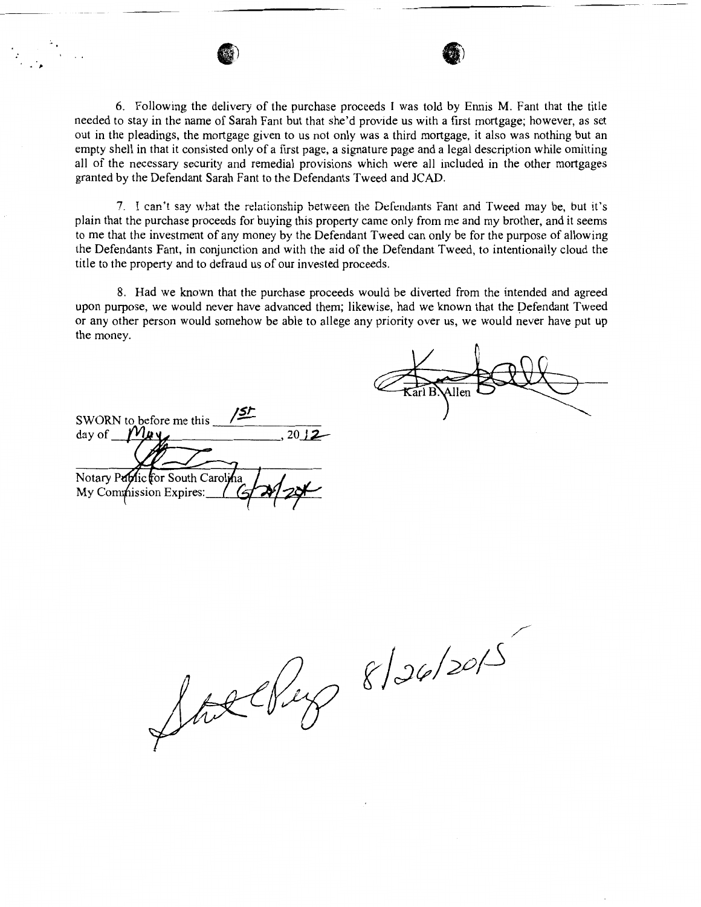6. Following the delivery of the purchase proceeds I was told by Ennis M. Fant that the title needed to stay in the name of Sarah Fant but that she'd provide us with a first mortgage; however, as set out in the pleadings, the mortgage given to us not only was a third mortgage, it also was nothing but an empty shell in that it consisted only of a first page, a signature page and a legal description while omitting all of the necessary security and remedial provisions which were all included in the other mortgages granted by the Defendant Sarah Fant to the Defendants Tweed and JCAD.

7. I can't say what the relationship between the Defendants Fant and Tweed may be, but it's plain that the purchase proceeds for buying this property came only from me and my brother, and it seems to me that the investment of any money by the Defendant Tweed can only be for the purpose of allowing the Defendants Fant, in conjunction and with the aid of the Defendant Tweed, to intentionally cloud the title to the property and to defraud us of our invested proceeds.

8. Had we known that the purchase proceeds would be diverted from the intended and agreed upon purpose, we would never have advanced them; likewise, had we known that the Defendant Tweed or any other person would somehow be able to allege any priority over us, we would never have put up the money.

Karl B. Allen

SWORN to before me this 1st day of May, 2012

Notary Public for South Carolina
My Commission Expires: 6/24/24

8/26/2015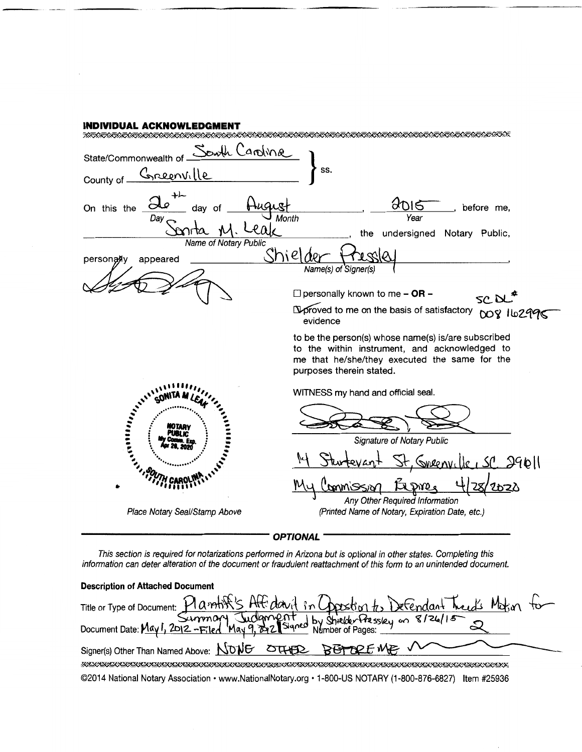## INDIVIDUAL ACKNOWLEDGMENT

State/Commonwealth of South Carolina } ss.

County of Greenville

On this the 26th day of August, 2015, before me,
(Day) (Month) (Year)

Sonita M. Leak, the undersigned Notary Public,
(Name of Notary Public)

personally appeared Shielder Pressley,
(Name(s) of Signer(s))

☐ personally known to me – **OR** –

☑ proved to me on the basis of satisfactory evidence SC DL# 008 162995

to be the person(s) whose name(s) is/are subscribed to the within instrument, and acknowledged to me that he/she/they executed the same for the purposes therein stated.

WITNESS my hand and official seal.

SONITA M LEAK
NOTARY PUBLIC
My Comm. Exp. Apr 28, 2020
SOUTH CAROLINA

*Place Notary Seal/Stamp Above*

*Signature of Notary Public*

14 Sturtevant St, Greenville, SC 29611
My Commission Expires 4/28/2020

*Any Other Required Information (Printed Name of Notary, Expiration Date, etc.)*

**OPTIONAL**

*This section is required for notarizations performed in Arizona but is optional in other states. Completing this information can deter alteration of the document or fraudulent reattachment of this form to an unintended document.*

**Description of Attached Document**

Title or Type of Document: Plaintiff's Affidavit in Opposition to Defendant Tucci's Motion for Summary Judgment

Document Date: May 1, 2012 - Filed May 9, 2012 | Signed by Shielder Pressley on 8/26/15 Number of Pages: 2

Signer(s) Other Than Named Above: NONE OTHER BEFORE ME

©2014 National Notary Association • www.NationalNotary.org • 1-800-US NOTARY (1-800-876-6827) Item #25936